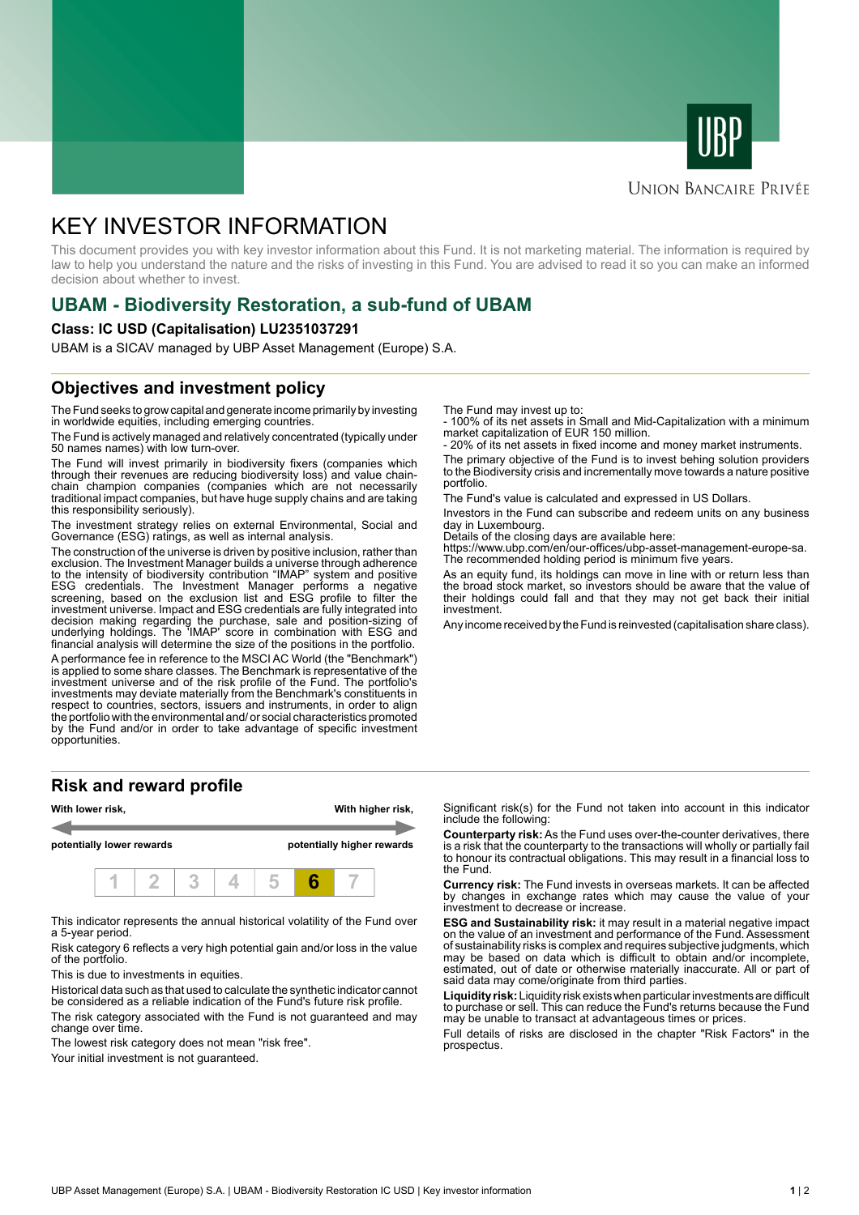UNION BANCAIRE PRIVÉE

# KEY INVESTOR INFORMATION

This document provides you with key investor information about this Fund. It is not marketing material. The information is required by law to help you understand the nature and the risks of investing in this Fund. You are advised to read it so you can make an informed decision about whether to invest.

## UBAM - Biodiversity Restoration, a sub-fund of UBAM

**Class: IC USD (Capitalisation) LU2351037291**

UBAM is a SICAV managed by UBP Asset Management (Europe) S.A.

## Objectives and investment policy

The Fund seeks to grow capital and generate income primarily by investing in worldwide equities, including emerging countries.

The Fund is actively managed and relatively concentrated (typically under 50 names names) with low turn-over.

The Fund will invest primarily in biodiversity fixers (companies which through their revenues are reducing biodiversity loss) and value chain-chain champion companies (companies which are not necessarily traditional impact companies, but have huge supply chains and are taking this responsibility seriously).

The investment strategy relies on external Environmental, Social and Governance (ESG) ratings, as well as internal analysis.

The construction of the universe is driven by positive inclusion, rather than exclusion. The Investment Manager builds a universe through adherence to the intensity of biodiversity contribution "IMAP" system and positive ESG credentials. The Investment Manager performs a negative screening, based on the exclusion list and ESG profile to filter the investment universe. Impact and ESG credentials are fully integrated into decision making regarding the purchase, sale and position-sizing of underlying holdings. The 'IMAP' score in combination with ESG and financial analysis will determine the size of the positions in the portfolio.

A performance fee in reference to the MSCI AC World (the "Benchmark") is applied to some share classes. The Benchmark is representative of the investment universe and of the risk profile of the Fund. The portfolio's investments may deviate materially from the Benchmark's constituents in respect to countries, sectors, issuers and instruments, in order to align the portfolio with the environmental and/ or social characteristics promoted by the Fund and/or in order to take advantage of specific investment opportunities.

The Fund may invest up to:
- 100% of its net assets in Small and Mid-Capitalization with a minimum market capitalization of EUR 150 million.
- 20% of its net assets in fixed income and money market instruments.

The primary objective of the Fund is to invest behing solution providers to the Biodiversity crisis and incrementally move towards a nature positive portfolio.

The Fund's value is calculated and expressed in US Dollars.

Investors in the Fund can subscribe and redeem units on any business day in Luxembourg.
Details of the closing days are available here:
https://www.ubp.com/en/our-offices/ubp-asset-management-europe-sa.
The recommended holding period is minimum five years.

As an equity fund, its holdings can move in line with or return less than the broad stock market, so investors should be aware that the value of their holdings could fall and that they may not get back their initial investment.

Any income received by the Fund is reinvested (capitalisation share class).

## Risk and reward profile

**With lower risk,** **potentially lower rewards** — **With higher risk,** **potentially higher rewards**

| 1 | 2 | 3 | 4 | 5 | **6** | 7 |
|---|---|---|---|---|---|---|

This indicator represents the annual historical volatility of the Fund over a 5-year period.

Risk category 6 reflects a very high potential gain and/or loss in the value of the portfolio.

This is due to investments in equities.

Historical data such as that used to calculate the synthetic indicator cannot be considered as a reliable indication of the Fund's future risk profile.

The risk category associated with the Fund is not guaranteed and may change over time.

The lowest risk category does not mean "risk free".

Your initial investment is not guaranteed.

Significant risk(s) for the Fund not taken into account in this indicator include the following:

**Counterparty risk:** As the Fund uses over-the-counter derivatives, there is a risk that the counterparty to the transactions will wholly or partially fail to honour its contractual obligations. This may result in a financial loss to the Fund.

**Currency risk:** The Fund invests in overseas markets. It can be affected by changes in exchange rates which may cause the value of your investment to decrease or increase.

**ESG and Sustainability risk:** it may result in a material negative impact on the value of an investment and performance of the Fund. Assessment of sustainability risks is complex and requires subjective judgments, which may be based on data which is difficult to obtain and/or incomplete, estimated, out of date or otherwise materially inaccurate. All or part of said data may come/originate from third parties.

**Liquidity risk:** Liquidity risk exists when particular investments are difficult to purchase or sell. This can reduce the Fund's returns because the Fund may be unable to transact at advantageous times or prices.

Full details of risks are disclosed in the chapter "Risk Factors" in the prospectus.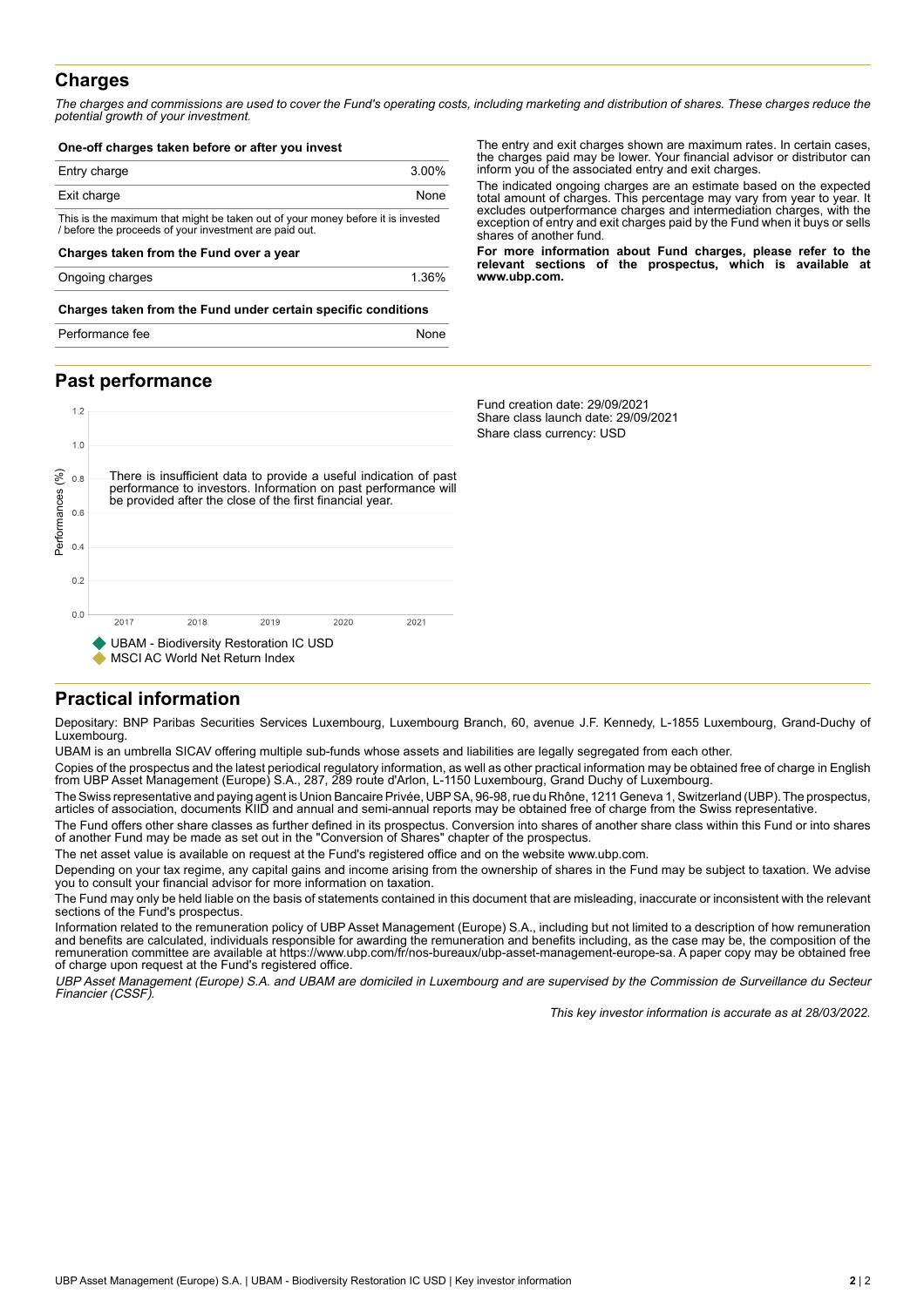## Charges

*The charges and commissions are used to cover the Fund's operating costs, including marketing and distribution of shares. These charges reduce the potential growth of your investment.*

| **One-off charges taken before or after you invest** | |
|---|---|
| Entry charge | 3.00% |
| Exit charge | None |

This is the maximum that might be taken out of your money before it is invested / before the proceeds of your investment are paid out.

| **Charges taken from the Fund over a year** | |
|---|---|
| Ongoing charges | 1.36% |

| **Charges taken from the Fund under certain specific conditions** | |
|---|---|
| Performance fee | None |

The entry and exit charges shown are maximum rates. In certain cases, the charges paid may be lower. Your financial advisor or distributor can inform you of the associated entry and exit charges.

The indicated ongoing charges are an estimate based on the expected total amount of charges. This percentage may vary from year to year. It excludes outperformance charges and intermediation charges, with the exception of entry and exit charges paid by the Fund when it buys or sells shares of another fund.

**For more information about Fund charges, please refer to the relevant sections of the prospectus, which is available at www.ubp.com.**

## Past performance

Performances (%)
1.2
1.0
0.8
0.6
0.4
0.2
0.0
2017 2018 2019 2020 2021

There is insufficient data to provide a useful indication of past performance to investors. Information on past performance will be provided after the close of the first financial year.

UBAM - Biodiversity Restoration IC USD
MSCI AC World Net Return Index

Fund creation date: 29/09/2021
Share class launch date: 29/09/2021
Share class currency: USD

## Practical information

Depositary: BNP Paribas Securities Services Luxembourg, Luxembourg Branch, 60, avenue J.F. Kennedy, L-1855 Luxembourg, Grand-Duchy of Luxembourg.

UBAM is an umbrella SICAV offering multiple sub-funds whose assets and liabilities are legally segregated from each other.

Copies of the prospectus and the latest periodical regulatory information, as well as other practical information may be obtained free of charge in English from UBP Asset Management (Europe) S.A., 287, 289 route d'Arlon, L-1150 Luxembourg, Grand Duchy of Luxembourg.

The Swiss representative and paying agent is Union Bancaire Privée, UBP SA, 96-98, rue du Rhône, 1211 Geneva 1, Switzerland (UBP). The prospectus, articles of association, documents KIID and annual and semi-annual reports may be obtained free of charge from the Swiss representative.

The Fund offers other share classes as further defined in its prospectus. Conversion into shares of another share class within this Fund or into shares of another Fund may be made as set out in the "Conversion of Shares" chapter of the prospectus.

The net asset value is available on request at the Fund's registered office and on the website www.ubp.com.

Depending on your tax regime, any capital gains and income arising from the ownership of shares in the Fund may be subject to taxation. We advise you to consult your financial advisor for more information on taxation.

The Fund may only be held liable on the basis of statements contained in this document that are misleading, inaccurate or inconsistent with the relevant sections of the Fund's prospectus.

Information related to the remuneration policy of UBP Asset Management (Europe) S.A., including but not limited to a description of how remuneration and benefits are calculated, individuals responsible for awarding the remuneration and benefits including, as the case may be, the composition of the remuneration committee are available at https://www.ubp.com/fr/nos-bureaux/ubp-asset-management-europe-sa. A paper copy may be obtained free of charge upon request at the Fund's registered office.

*UBP Asset Management (Europe) S.A. and UBAM are domiciled in Luxembourg and are supervised by the Commission de Surveillance du Secteur Financier (CSSF).*

*This key investor information is accurate as at 28/03/2022.*